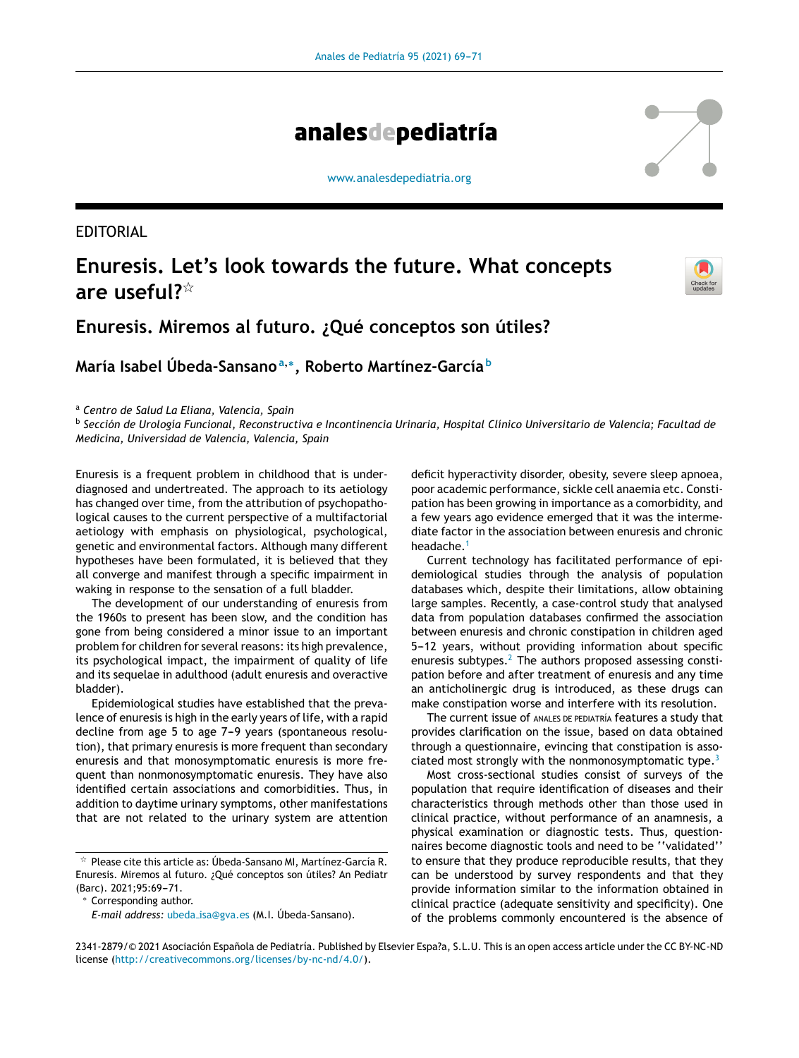EDITORIAL

# Enuresis. Let's look towards the future. What concepts are useful?[☆]

## Enuresis. Miremos al futuro. ¿Qué conceptos son útiles?

**María Isabel Úbeda-Sansano**[a,*], **Roberto Martínez-García**[b]

[a] *Centro de Salud La Eliana, Valencia, Spain*

[b] *Sección de Urología Funcional, Reconstructiva e Incontinencia Urinaria, Hospital Clínico Universitario de Valencia; Facultad de Medicina, Universidad de Valencia, Valencia, Spain*

Enuresis is a frequent problem in childhood that is underdiagnosed and undertreated. The approach to its aetiology has changed over time, from the attribution of psychopathological causes to the current perspective of a multifactorial aetiology with emphasis on physiological, psychological, genetic and environmental factors. Although many different hypotheses have been formulated, it is believed that they all converge and manifest through a specific impairment in waking in response to the sensation of a full bladder.

The development of our understanding of enuresis from the 1960s to present has been slow, and the condition has gone from being considered a minor issue to an important problem for children for several reasons: its high prevalence, its psychological impact, the impairment of quality of life and its sequelae in adulthood (adult enuresis and overactive bladder).

Epidemiological studies have established that the prevalence of enuresis is high in the early years of life, with a rapid decline from age 5 to age 7–9 years (spontaneous resolution), that primary enuresis is more frequent than secondary enuresis and that monosymptomatic enuresis is more frequent than nonmonosymptomatic enuresis. They have also identified certain associations and comorbidities. Thus, in addition to daytime urinary symptoms, other manifestations that are not related to the urinary system are attention deficit hyperactivity disorder, obesity, severe sleep apnoea, poor academic performance, sickle cell anaemia etc. Constipation has been growing in importance as a comorbidity, and a few years ago evidence emerged that it was the intermediate factor in the association between enuresis and chronic headache.[1]

Current technology has facilitated performance of epidemiological studies through the analysis of population databases which, despite their limitations, allow obtaining large samples. Recently, a case-control study that analysed data from population databases confirmed the association between enuresis and chronic constipation in children aged 5–12 years, without providing information about specific enuresis subtypes.[2] The authors proposed assessing constipation before and after treatment of enuresis and any time an anticholinergic drug is introduced, as these drugs can make constipation worse and interfere with its resolution.

The current issue of ANALES DE PEDIATRÍA features a study that provides clarification on the issue, based on data obtained through a questionnaire, evincing that constipation is associated most strongly with the nonmonosymptomatic type.[3]

Most cross-sectional studies consist of surveys of the population that require identification of diseases and their characteristics through methods other than those used in clinical practice, without performance of an anamnesis, a physical examination or diagnostic tests. Thus, questionnaires become diagnostic tools and need to be ''validated'' to ensure that they produce reproducible results, that they can be understood by survey respondents and that they provide information similar to the information obtained in clinical practice (adequate sensitivity and specificity). One of the problems commonly encountered is the absence of

[☆] Please cite this article as: Úbeda-Sansano MI, Martínez-García R. Enuresis. Miremos al futuro. ¿Qué conceptos son útiles? An Pediatr (Barc). 2021;95:69–71.

[*] Corresponding author.

*E-mail address:* ubeda_isa@gva.es (M.I. Úbeda-Sansano).

2341-2879/© 2021 Asociación Española de Pediatría. Published by Elsevier Espa?a, S.L.U. This is an open access article under the CC BY-NC-ND license (http://creativecommons.org/licenses/by-nc-nd/4.0/).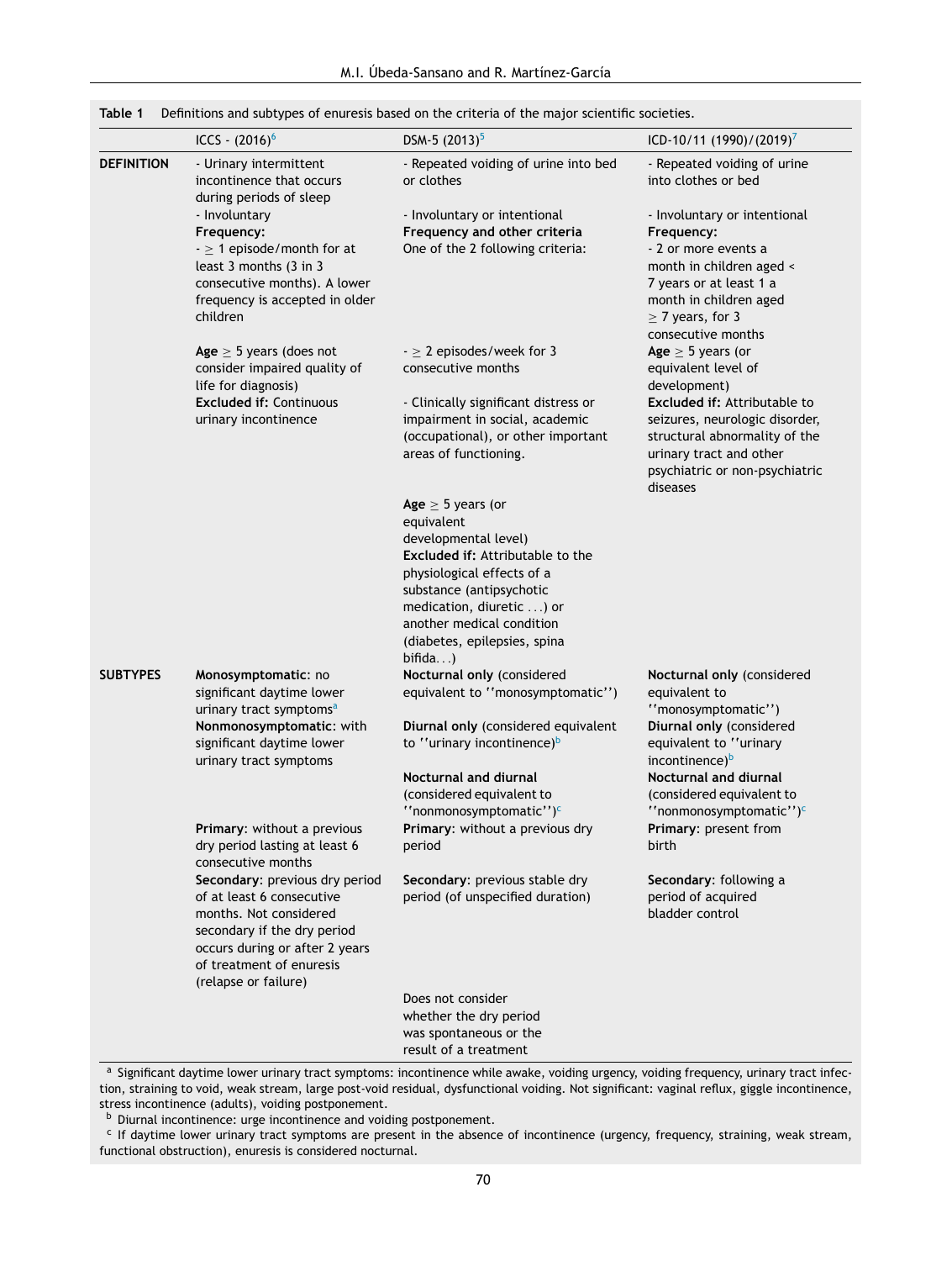**Table 1** Definitions and subtypes of enuresis based on the criteria of the major scientific societies.

| | ICCS - (2016)[6] | DSM-5 (2013)[5] | ICD-10/11 (1990)/(2019)[7] |
|---|---|---|---|
| **DEFINITION** | - Urinary intermittent incontinence that occurs during periods of sleep<br>- Involuntary<br>**Frequency:**<br>- $\geq$ 1 episode/month for at least 3 months (3 in 3 consecutive months). A lower frequency is accepted in older children<br><br>**Age** $\geq$ 5 years (does not consider impaired quality of life for diagnosis)<br>**Excluded if:** Continuous urinary incontinence | - Repeated voiding of urine into bed or clothes<br><br>- Involuntary or intentional<br>**Frequency and other criteria**<br>One of the 2 following criteria:<br><br>- $\geq$ 2 episodes/week for 3 consecutive months<br><br>- Clinically significant distress or impairment in social, academic (occupational), or other important areas of functioning.<br><br>**Age** $\geq$ 5 years (or equivalent developmental level)<br>**Excluded if:** Attributable to the physiological effects of a substance (antipsychotic medication, diuretic ...) or another medical condition (diabetes, epilepsies, spina bifida...) | - Repeated voiding of urine into clothes or bed<br><br>- Involuntary or intentional<br>**Frequency:**<br>- 2 or more events a month in children aged < 7 years or at least 1 a month in children aged $\geq$ 7 years, for 3 consecutive months<br>**Age** $\geq$ 5 years (or equivalent level of development)<br>**Excluded if:** Attributable to seizures, neurologic disorder, structural abnormality of the urinary tract and other psychiatric or non-psychiatric diseases |
| **SUBTYPES** | **Monosymptomatic**: no significant daytime lower urinary tract symptoms[a]<br>**Nonmonosymptomatic**: with significant daytime lower urinary tract symptoms<br><br>**Primary**: without a previous dry period lasting at least 6 consecutive months<br>**Secondary**: previous dry period of at least 6 consecutive months. Not considered secondary if the dry period occurs during or after 2 years of treatment of enuresis (relapse or failure) | **Nocturnal only** (considered equivalent to ''monosymptomatic'')<br><br>**Diurnal only** (considered equivalent to ''urinary incontinence)[b]<br><br>**Nocturnal and diurnal** (considered equivalent to ''nonmonosymptomatic'')[c]<br>**Primary**: without a previous dry period<br><br>**Secondary**: previous stable dry period (of unspecified duration)<br><br>Does not consider whether the dry period was spontaneous or the result of a treatment | **Nocturnal only** (considered equivalent to ''monosymptomatic'')<br>**Diurnal only** (considered equivalent to ''urinary incontinence)[b]<br>**Nocturnal and diurnal** (considered equivalent to ''nonmonosymptomatic'')[c]<br>**Primary**: present from birth<br><br>**Secondary**: following a period of acquired bladder control |

[a] Significant daytime lower urinary tract symptoms: incontinence while awake, voiding urgency, voiding frequency, urinary tract infection, straining to void, weak stream, large post-void residual, dysfunctional voiding. Not significant: vaginal reflux, giggle incontinence, stress incontinence (adults), voiding postponement.

[b] Diurnal incontinence: urge incontinence and voiding postponement.

[c] If daytime lower urinary tract symptoms are present in the absence of incontinence (urgency, frequency, straining, weak stream, functional obstruction), enuresis is considered nocturnal.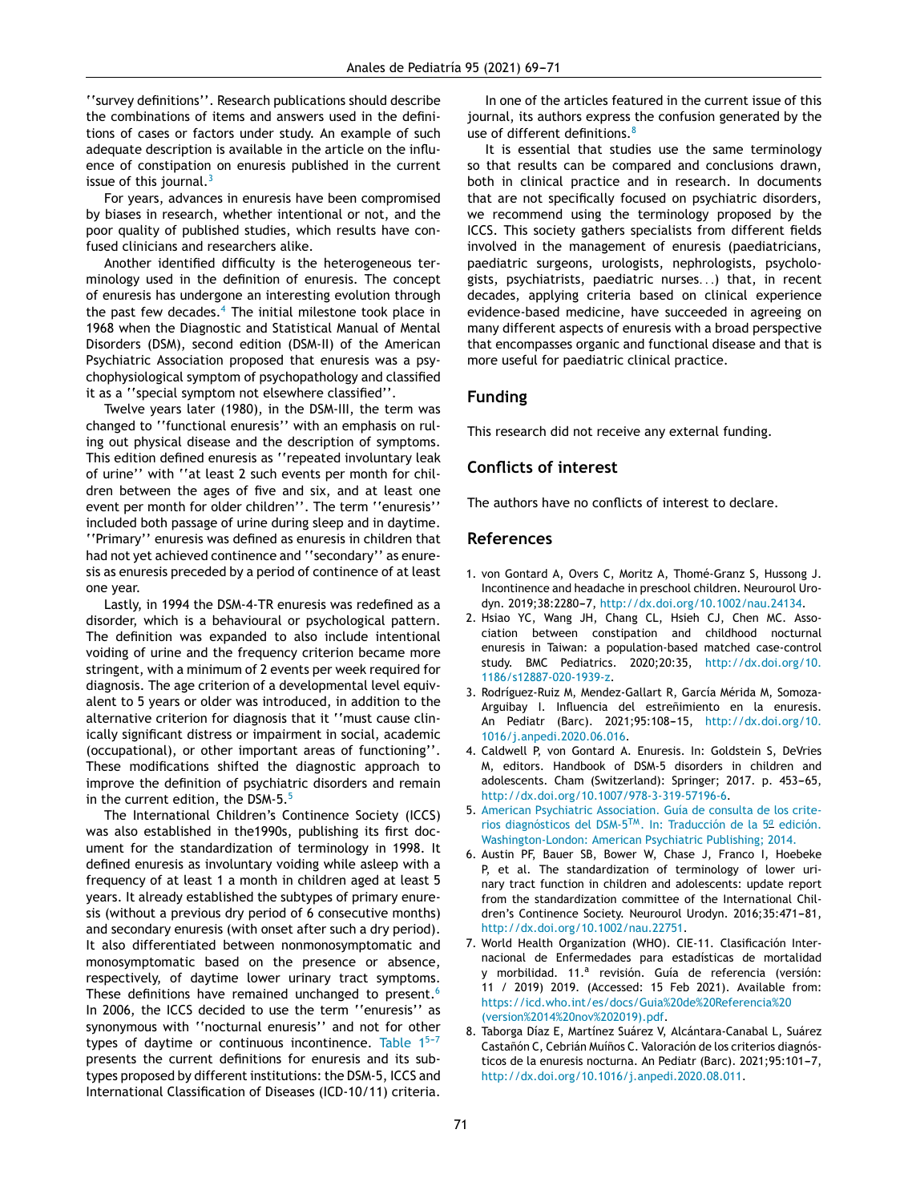''survey definitions''. Research publications should describe the combinations of items and answers used in the definitions of cases or factors under study. An example of such adequate description is available in the article on the influence of constipation on enuresis published in the current issue of this journal.[3]

For years, advances in enuresis have been compromised by biases in research, whether intentional or not, and the poor quality of published studies, which results have confused clinicians and researchers alike.

Another identified difficulty is the heterogeneous terminology used in the definition of enuresis. The concept of enuresis has undergone an interesting evolution through the past few decades.[4] The initial milestone took place in 1968 when the Diagnostic and Statistical Manual of Mental Disorders (DSM), second edition (DSM-II) of the American Psychiatric Association proposed that enuresis was a psychophysiological symptom of psychopathology and classified it as a ''special symptom not elsewhere classified''.

Twelve years later (1980), in the DSM-III, the term was changed to ''functional enuresis'' with an emphasis on ruling out physical disease and the description of symptoms. This edition defined enuresis as ''repeated involuntary leak of urine'' with ''at least 2 such events per month for children between the ages of five and six, and at least one event per month for older children''. The term ''enuresis'' included both passage of urine during sleep and in daytime. ''Primary'' enuresis was defined as enuresis in children that had not yet achieved continence and ''secondary'' as enuresis as enuresis preceded by a period of continence of at least one year.

Lastly, in 1994 the DSM-4-TR enuresis was redefined as a disorder, which is a behavioural or psychological pattern. The definition was expanded to also include intentional voiding of urine and the frequency criterion became more stringent, with a minimum of 2 events per week required for diagnosis. The age criterion of a developmental level equivalent to 5 years or older was introduced, in addition to the alternative criterion for diagnosis that it ''must cause clinically significant distress or impairment in social, academic (occupational), or other important areas of functioning''. These modifications shifted the diagnostic approach to improve the definition of psychiatric disorders and remain in the current edition, the DSM-5.[5]

The International Children's Continence Society (ICCS) was also established in the1990s, publishing its first document for the standardization of terminology in 1998. It defined enuresis as involuntary voiding while asleep with a frequency of at least 1 a month in children aged at least 5 years. It already established the subtypes of primary enuresis (without a previous dry period of 6 consecutive months) and secondary enuresis (with onset after such a dry period). It also differentiated between nonmonosymptomatic and monosymptomatic based on the presence or absence, respectively, of daytime lower urinary tract symptoms. These definitions have remained unchanged to present.[6] In 2006, the ICCS decided to use the term ''enuresis'' as synonymous with ''nocturnal enuresis'' and not for other types of daytime or continuous incontinence. Table 1[5–7] presents the current definitions for enuresis and its subtypes proposed by different institutions: the DSM-5, ICCS and International Classification of Diseases (ICD-10/11) criteria.

In one of the articles featured in the current issue of this journal, its authors express the confusion generated by the use of different definitions.[8]

It is essential that studies use the same terminology so that results can be compared and conclusions drawn, both in clinical practice and in research. In documents that are not specifically focused on psychiatric disorders, we recommend using the terminology proposed by the ICCS. This society gathers specialists from different fields involved in the management of enuresis (paediatricians, paediatric surgeons, urologists, nephrologists, psychologists, psychiatrists, paediatric nurses...) that, in recent decades, applying criteria based on clinical experience evidence-based medicine, have succeeded in agreeing on many different aspects of enuresis with a broad perspective that encompasses organic and functional disease and that is more useful for paediatric clinical practice.

## Funding

This research did not receive any external funding.

## Conflicts of interest

The authors have no conflicts of interest to declare.

## References

1. von Gontard A, Overs C, Moritz A, Thomé-Granz S, Hussong J. Incontinence and headache in preschool children. Neurourol Urodyn. 2019;38:2280–7, http://dx.doi.org/10.1002/nau.24134.
2. Hsiao YC, Wang JH, Chang CL, Hsieh CJ, Chen MC. Association between constipation and childhood nocturnal enuresis in Taiwan: a population-based matched case-control study. BMC Pediatrics. 2020;20:35, http://dx.doi.org/10.1186/s12887-020-1939-z.
3. Rodríguez-Ruiz M, Mendez-Gallart R, García Mérida M, Somoza-Arguibay I. Influencia del estreñimiento en la enuresis. An Pediatr (Barc). 2021;95:108–15, http://dx.doi.org/10.1016/j.anpedi.2020.06.016.
4. Caldwell P, von Gontard A. Enuresis. In: Goldstein S, DeVries M, editors. Handbook of DSM-5 disorders in children and adolescents. Cham (Switzerland): Springer; 2017. p. 453–65, http://dx.doi.org/10.1007/978-3-319-57196-6.
5. American Psychiatric Association. Guía de consulta de los criterios diagnósticos del DSM-5™. In: Traducción de la 5ª edición. Washington-London: American Psychiatric Publishing; 2014.
6. Austin PF, Bauer SB, Bower W, Chase J, Franco I, Hoebeke P, et al. The standardization of terminology of lower urinary tract function in children and adolescents: update report from the standardization committee of the International Children's Continence Society. Neurourol Urodyn. 2016;35:471–81, http://dx.doi.org/10.1002/nau.22751.
7. World Health Organization (WHO). CIE-11. Clasificación Internacional de Enfermedades para estadísticas de mortalidad y morbilidad. 11.ª revisión. Guía de referencia (versión: 11 / 2019) 2019. (Accessed: 15 Feb 2021). Available from: https://icd.who.int/es/docs/Guia%20de%20Referencia%20(version%2014%20nov%202019).pdf.
8. Taborga Díaz E, Martínez Suárez V, Alcántara-Canabal L, Suárez Castañón C, Cebrián Muíños C. Valoración de los criterios diagnósticos de la enuresis nocturna. An Pediatr (Barc). 2021;95:101–7, http://dx.doi.org/10.1016/j.anpedi.2020.08.011.